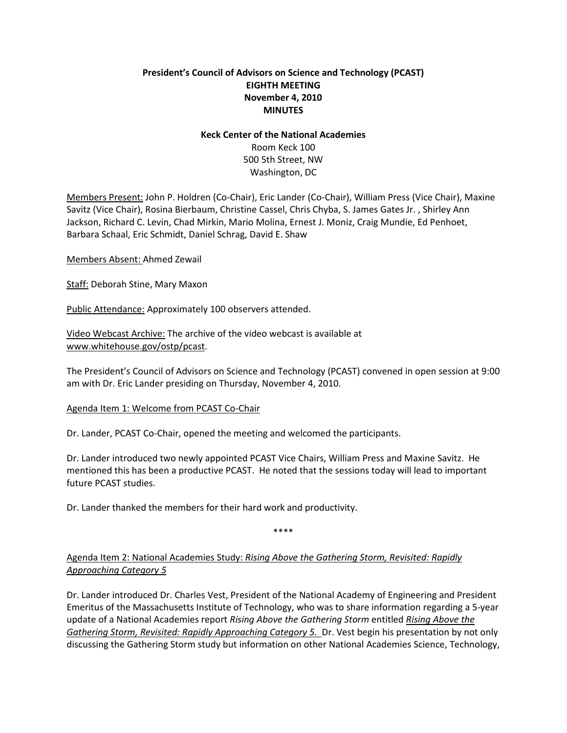# President's Council of Advisors on Science and Technology (PCAST)
# EIGHTH MEETING
# November 4, 2010
# MINUTES

**Keck Center of the National Academies**
Room Keck 100
500 5th Street, NW
Washington, DC

Members Present: John P. Holdren (Co-Chair), Eric Lander (Co-Chair), William Press (Vice Chair), Maxine Savitz (Vice Chair), Rosina Bierbaum, Christine Cassel, Chris Chyba, S. James Gates Jr. , Shirley Ann Jackson, Richard C. Levin, Chad Mirkin, Mario Molina, Ernest J. Moniz, Craig Mundie, Ed Penhoet, Barbara Schaal, Eric Schmidt, Daniel Schrag, David E. Shaw

Members Absent: Ahmed Zewail

Staff: Deborah Stine, Mary Maxon

Public Attendance: Approximately 100 observers attended.

Video Webcast Archive: The archive of the video webcast is available at www.whitehouse.gov/ostp/pcast.

The President's Council of Advisors on Science and Technology (PCAST) convened in open session at 9:00 am with Dr. Eric Lander presiding on Thursday, November 4, 2010.

Agenda Item 1: Welcome from PCAST Co-Chair

Dr. Lander, PCAST Co-Chair, opened the meeting and welcomed the participants.

Dr. Lander introduced two newly appointed PCAST Vice Chairs, William Press and Maxine Savitz. He mentioned this has been a productive PCAST. He noted that the sessions today will lead to important future PCAST studies.

Dr. Lander thanked the members for their hard work and productivity.

****

Agenda Item 2: National Academies Study: *Rising Above the Gathering Storm, Revisited: Rapidly Approaching Category 5*

Dr. Lander introduced Dr. Charles Vest, President of the National Academy of Engineering and President Emeritus of the Massachusetts Institute of Technology, who was to share information regarding a 5-year update of a National Academies report *Rising Above the Gathering Storm* entitled *Rising Above the Gathering Storm, Revisited: Rapidly Approaching Category 5.* Dr. Vest begin his presentation by not only discussing the Gathering Storm study but information on other National Academies Science, Technology,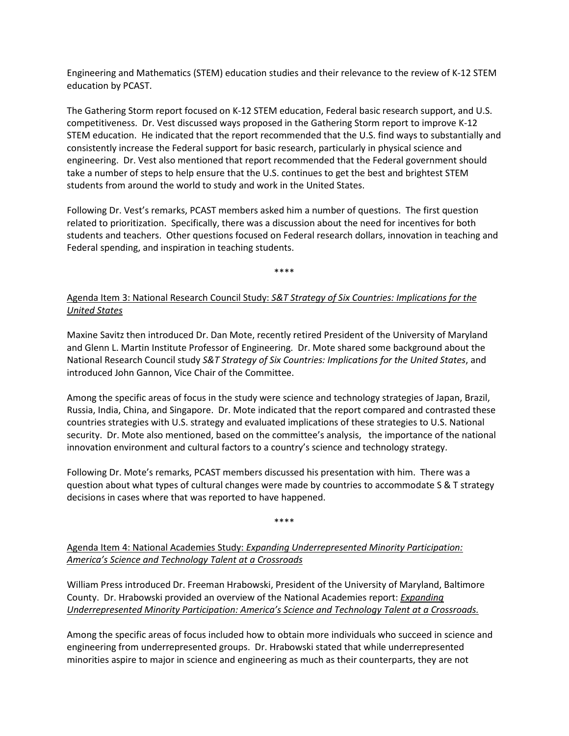Engineering and Mathematics (STEM) education studies and their relevance to the review of K-12 STEM education by PCAST.

The Gathering Storm report focused on K-12 STEM education, Federal basic research support, and U.S. competitiveness. Dr. Vest discussed ways proposed in the Gathering Storm report to improve K-12 STEM education. He indicated that the report recommended that the U.S. find ways to substantially and consistently increase the Federal support for basic research, particularly in physical science and engineering. Dr. Vest also mentioned that report recommended that the Federal government should take a number of steps to help ensure that the U.S. continues to get the best and brightest STEM students from around the world to study and work in the United States.

Following Dr. Vest's remarks, PCAST members asked him a number of questions. The first question related to prioritization. Specifically, there was a discussion about the need for incentives for both students and teachers. Other questions focused on Federal research dollars, innovation in teaching and Federal spending, and inspiration in teaching students.

****

<u>Agenda Item 3: National Research Council Study: *S&T Strategy of Six Countries: Implications for the United States*</u>

Maxine Savitz then introduced Dr. Dan Mote, recently retired President of the University of Maryland and Glenn L. Martin Institute Professor of Engineering. Dr. Mote shared some background about the National Research Council study *S&T Strategy of Six Countries: Implications for the United States*, and introduced John Gannon, Vice Chair of the Committee.

Among the specific areas of focus in the study were science and technology strategies of Japan, Brazil, Russia, India, China, and Singapore. Dr. Mote indicated that the report compared and contrasted these countries strategies with U.S. strategy and evaluated implications of these strategies to U.S. National security. Dr. Mote also mentioned, based on the committee's analysis, the importance of the national innovation environment and cultural factors to a country's science and technology strategy.

Following Dr. Mote's remarks, PCAST members discussed his presentation with him. There was a question about what types of cultural changes were made by countries to accommodate S & T strategy decisions in cases where that was reported to have happened.

****

<u>Agenda Item 4: National Academies Study: *Expanding Underrepresented Minority Participation: America's Science and Technology Talent at a Crossroads*</u>

William Press introduced Dr. Freeman Hrabowski, President of the University of Maryland, Baltimore County. Dr. Hrabowski provided an overview of the National Academies report: <u>*Expanding Underrepresented Minority Participation: America's Science and Technology Talent at a Crossroads.*</u>

Among the specific areas of focus included how to obtain more individuals who succeed in science and engineering from underrepresented groups. Dr. Hrabowski stated that while underrepresented minorities aspire to major in science and engineering as much as their counterparts, they are not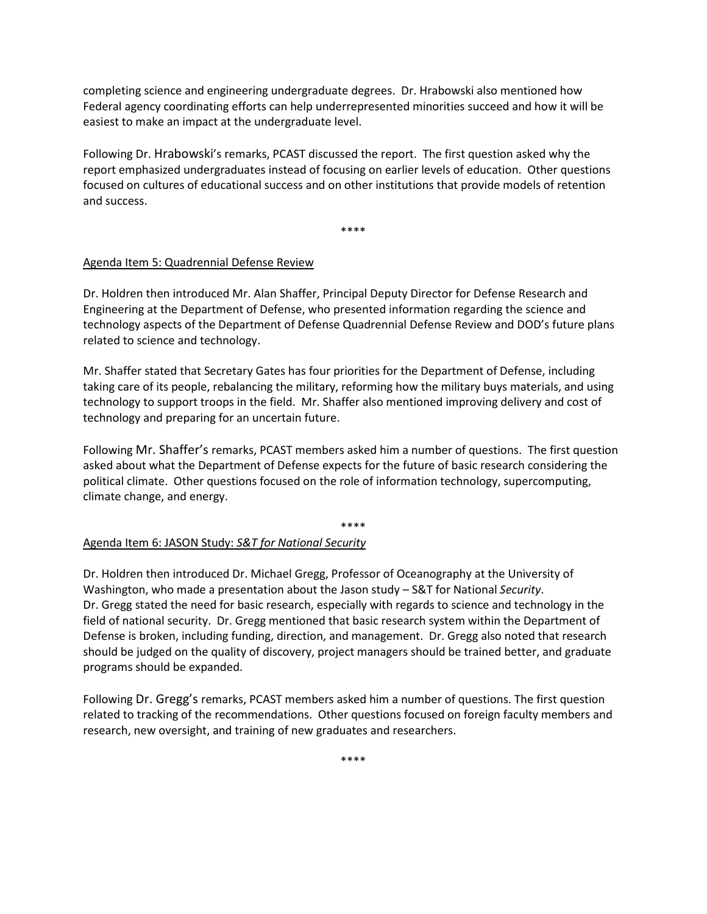completing science and engineering undergraduate degrees. Dr. Hrabowski also mentioned how Federal agency coordinating efforts can help underrepresented minorities succeed and how it will be easiest to make an impact at the undergraduate level.

Following Dr. Hrabowski's remarks, PCAST discussed the report. The first question asked why the report emphasized undergraduates instead of focusing on earlier levels of education. Other questions focused on cultures of educational success and on other institutions that provide models of retention and success.

****

<u>Agenda Item 5: Quadrennial Defense Review</u>

Dr. Holdren then introduced Mr. Alan Shaffer, Principal Deputy Director for Defense Research and Engineering at the Department of Defense, who presented information regarding the science and technology aspects of the Department of Defense Quadrennial Defense Review and DOD's future plans related to science and technology.

Mr. Shaffer stated that Secretary Gates has four priorities for the Department of Defense, including taking care of its people, rebalancing the military, reforming how the military buys materials, and using technology to support troops in the field. Mr. Shaffer also mentioned improving delivery and cost of technology and preparing for an uncertain future.

Following Mr. Shaffer's remarks, PCAST members asked him a number of questions. The first question asked about what the Department of Defense expects for the future of basic research considering the political climate. Other questions focused on the role of information technology, supercomputing, climate change, and energy.

****

<u>Agenda Item 6: JASON Study: *S&T for National Security*</u>

Dr. Holdren then introduced Dr. Michael Gregg, Professor of Oceanography at the University of Washington, who made a presentation about the Jason study – S&T for National *Security*.
Dr. Gregg stated the need for basic research, especially with regards to science and technology in the field of national security. Dr. Gregg mentioned that basic research system within the Department of Defense is broken, including funding, direction, and management. Dr. Gregg also noted that research should be judged on the quality of discovery, project managers should be trained better, and graduate programs should be expanded.

Following Dr. Gregg's remarks, PCAST members asked him a number of questions. The first question related to tracking of the recommendations. Other questions focused on foreign faculty members and research, new oversight, and training of new graduates and researchers.

****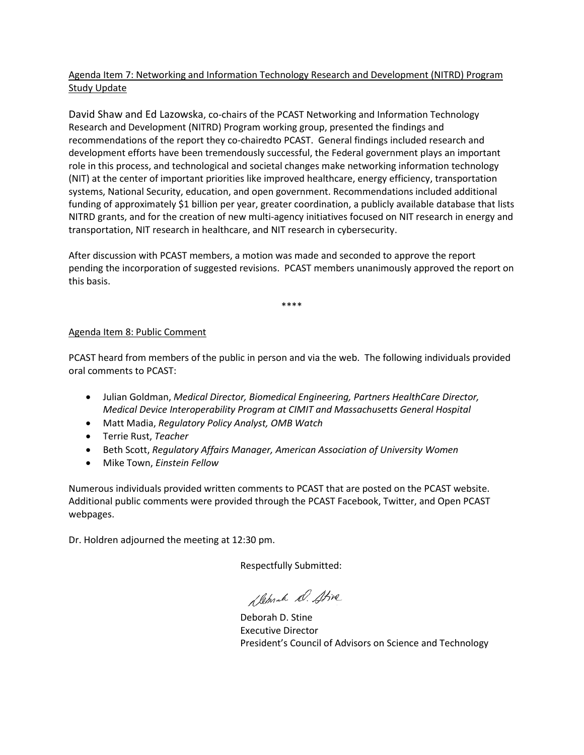Agenda Item 7: Networking and Information Technology Research and Development (NITRD) Program Study Update

David Shaw and Ed Lazowska, co-chairs of the PCAST Networking and Information Technology Research and Development (NITRD) Program working group, presented the findings and recommendations of the report they co-chairedto PCAST. General findings included research and development efforts have been tremendously successful, the Federal government plays an important role in this process, and technological and societal changes make networking information technology (NIT) at the center of important priorities like improved healthcare, energy efficiency, transportation systems, National Security, education, and open government. Recommendations included additional funding of approximately $1 billion per year, greater coordination, a publicly available database that lists NITRD grants, and for the creation of new multi-agency initiatives focused on NIT research in energy and transportation, NIT research in healthcare, and NIT research in cybersecurity.

After discussion with PCAST members, a motion was made and seconded to approve the report pending the incorporation of suggested revisions. PCAST members unanimously approved the report on this basis.

****

Agenda Item 8: Public Comment

PCAST heard from members of the public in person and via the web. The following individuals provided oral comments to PCAST:

- Julian Goldman, *Medical Director, Biomedical Engineering, Partners HealthCare Director, Medical Device Interoperability Program at CIMIT and Massachusetts General Hospital*
- Matt Madia, *Regulatory Policy Analyst, OMB Watch*
- Terrie Rust, *Teacher*
- Beth Scott, *Regulatory Affairs Manager, American Association of University Women*
- Mike Town, *Einstein Fellow*

Numerous individuals provided written comments to PCAST that are posted on the PCAST website. Additional public comments were provided through the PCAST Facebook, Twitter, and Open PCAST webpages.

Dr. Holdren adjourned the meeting at 12:30 pm.

Respectfully Submitted:

Deborah D. Stine
Executive Director
President's Council of Advisors on Science and Technology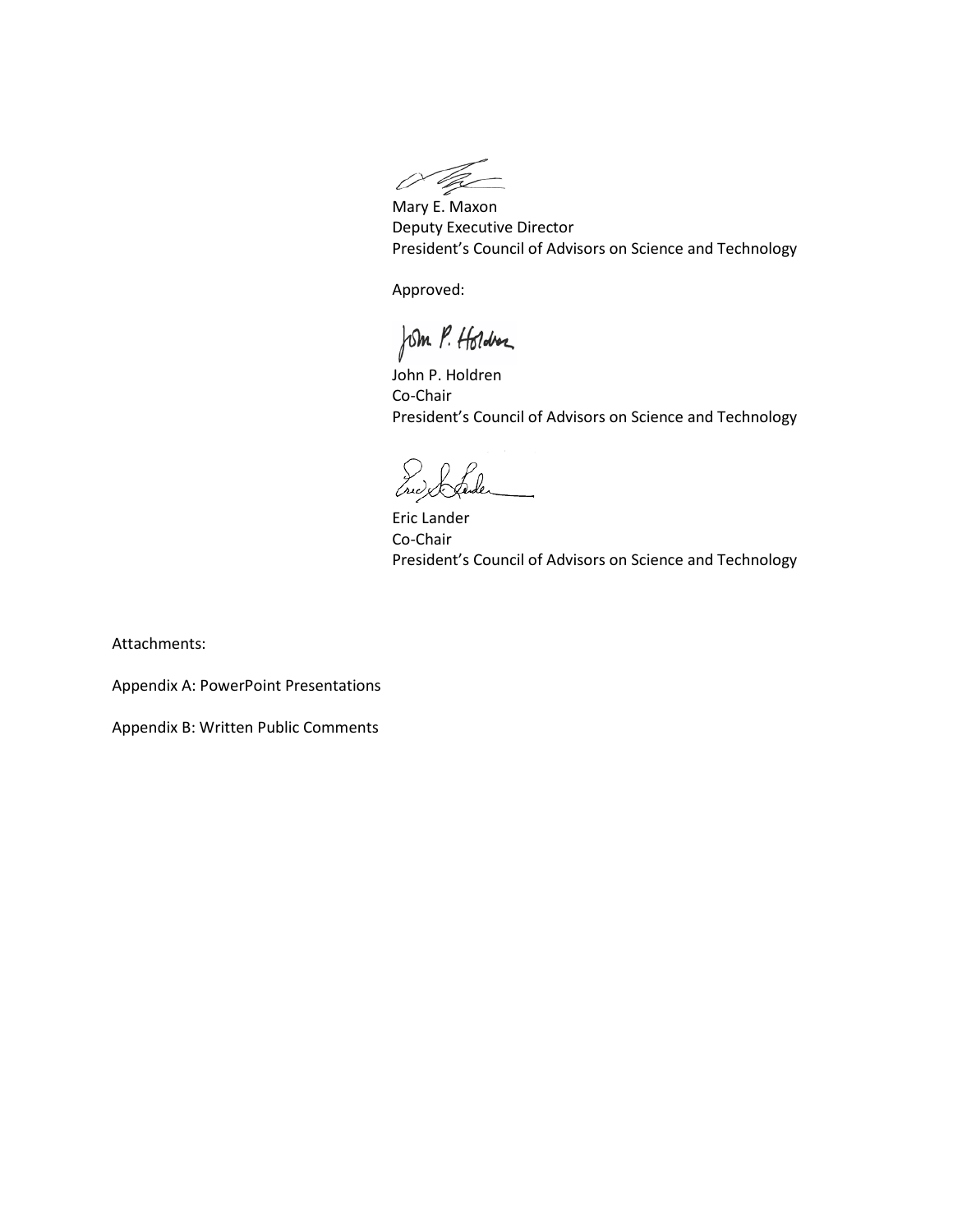Mary E. Maxon
Deputy Executive Director
President's Council of Advisors on Science and Technology

Approved:

John P. Holdren
Co-Chair
President's Council of Advisors on Science and Technology

Eric Lander
Co-Chair
President's Council of Advisors on Science and Technology

Attachments:

Appendix A: PowerPoint Presentations

Appendix B: Written Public Comments